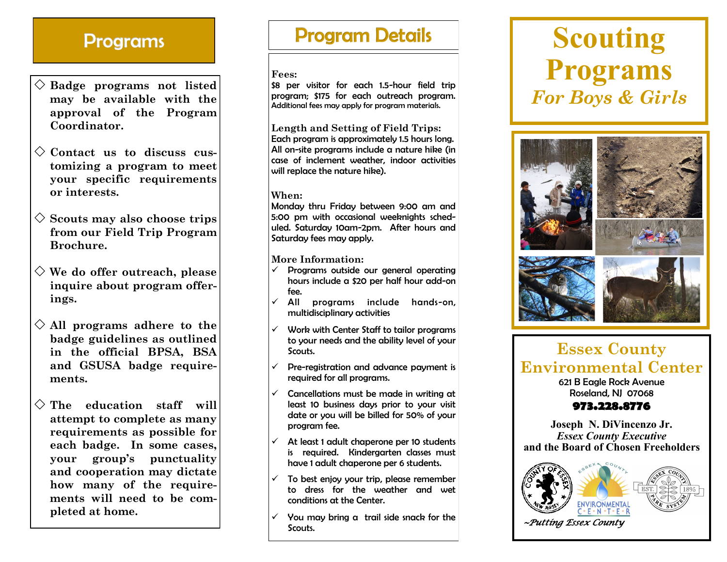## Programs

- Badge programs not listed may be available with the approval of the Program Coordinator.
- Contact us to discuss customizing a program to meet your specific requirements or interests.
- Scouts may also choose trips from our Field Trip Program Brochure.
- We do offer outreach, please inquire about program offerings.
- All programs adhere to the badge guidelines as outlined in the official BPSA, BSA and GSUSA badge requirements.
- The education staff will attempt to complete as many requirements as possible for each badge. In some cases, your group's punctuality and cooperation may dictate how many of the requirements will need to be completed at home.

## Program Details

**Fees:**
$8 per visitor for each 1.5-hour field trip program; $175 for each outreach program. Additional fees may apply for program materials.

**Length and Setting of Field Trips:**
Each program is approximately 1.5 hours long. All on-site programs include a nature hike (in case of inclement weather, indoor activities will replace the nature hike).

**When:**
Monday thru Friday between 9:00 am and 5:00 pm with occasional weeknights scheduled. Saturday 10am-2pm. After hours and Saturday fees may apply.

**More Information:**

- ✓ Programs outside our general operating hours include a $20 per half hour add-on fee.
- ✓ All programs include hands-on, multidisciplinary activities
- ✓ Work with Center Staff to tailor programs to your needs and the ability level of your Scouts.
- ✓ Pre-registration and advance payment is required for all programs.
- ✓ Cancellations must be made in writing at least 10 business days prior to your visit date or you will be billed for 50% of your program fee.
- ✓ At least 1 adult chaperone per 10 students is required. Kindergarten classes must have 1 adult chaperone per 6 students.
- ✓ To best enjoy your trip, please remember to dress for the weather and wet conditions at the Center.
- ✓ You may bring a trail side snack for the Scouts.

# Scouting Programs

## *For Boys & Girls*

## Essex County Environmental Center

621 B Eagle Rock Avenue
Roseland, NJ 07068

**973.228.8776**

**Joseph N. DiVincenzo Jr.**
***Essex County Executive***
**and the Board of Chosen Freeholders**

*~Putting Essex County*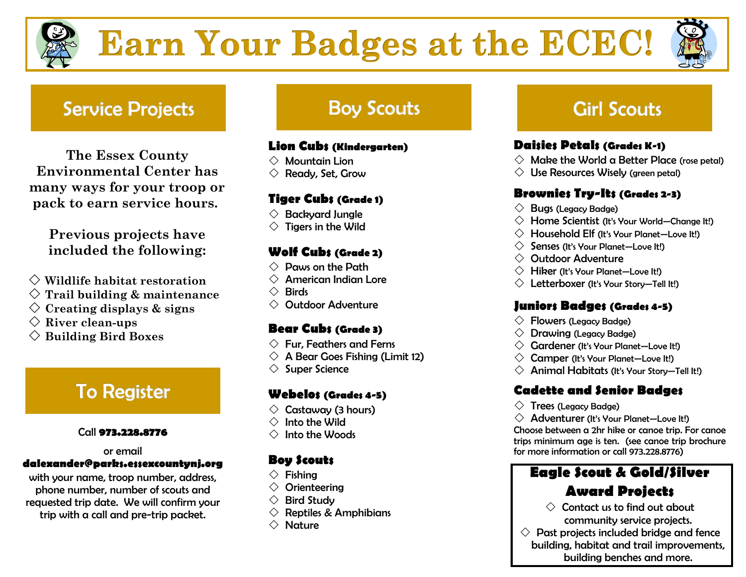# Earn Your Badges at the ECEC!

## Service Projects

**The Essex County Environmental Center has many ways for your troop or pack to earn service hours.**

**Previous projects have included the following:**

- ◇ Wildlife habitat restoration
- ◇ Trail building & maintenance
- ◇ Creating displays & signs
- ◇ River clean-ups
- ◇ Building Bird Boxes

## To Register

Call **973.228.8776**

or email
**dalexander@parks.essexcountynj.org**
with your name, troop number, address, phone number, number of scouts and requested trip date. We will confirm your trip with a call and pre-trip packet.

## Boy Scouts

### Lion Cubs (Kindergarten)

- ◇ Mountain Lion
- ◇ Ready, Set, Grow

### Tiger Cubs (Grade 1)

- ◇ Backyard Jungle
- ◇ Tigers in the Wild

### Wolf Cubs (Grade 2)

- ◇ Paws on the Path
- ◇ American Indian Lore
- ◇ Birds
- ◇ Outdoor Adventure

### Bear Cubs (Grade 3)

- ◇ Fur, Feathers and Ferns
- ◇ A Bear Goes Fishing (Limit 12)
- ◇ Super Science

### Webelos (Grades 4-5)

- ◇ Castaway (3 hours)
- ◇ Into the Wild
- ◇ Into the Woods

### Boy Scouts

- ◇ Fishing
- ◇ Orienteering
- ◇ Bird Study
- ◇ Reptiles & Amphibians
- ◇ Nature

## Girl Scouts

### Daisies Petals (Grades K-1)

- ◇ Make the World a Better Place (rose petal)
- ◇ Use Resources Wisely (green petal)

### Brownies Try-Its (Grades 2-3)

- ◇ Bugs (Legacy Badge)
- ◇ Home Scientist (It's Your World—Change It!)
- ◇ Household Elf (It's Your Planet—Love It!)
- ◇ Senses (It's Your Planet—Love It!)
- ◇ Outdoor Adventure
- ◇ Hiker (It's Your Planet—Love It!)
- ◇ Letterboxer (It's Your Story—Tell It!)

### Juniors Badges (Grades 4-5)

- ◇ Flowers (Legacy Badge)
- ◇ Drawing (Legacy Badge)
- ◇ Gardener (It's Your Planet—Love It!)
- ◇ Camper (It's Your Planet—Love It!)
- ◇ Animal Habitats (It's Your Story—Tell It!)

### Cadette and Senior Badges

- ◇ Trees (Legacy Badge)
- ◇ Adventurer (It's Your Planet—Love It!)

Choose between a 2hr hike or canoe trip. For canoe trips minimum age is ten. (see canoe trip brochure for more information or call 973.228.8776)

### Eagle Scout & Gold/Silver Award Projects

- ◇ Contact us to find out about community service projects.
- ◇ Past projects included bridge and fence building, habitat and trail improvements, building benches and more.